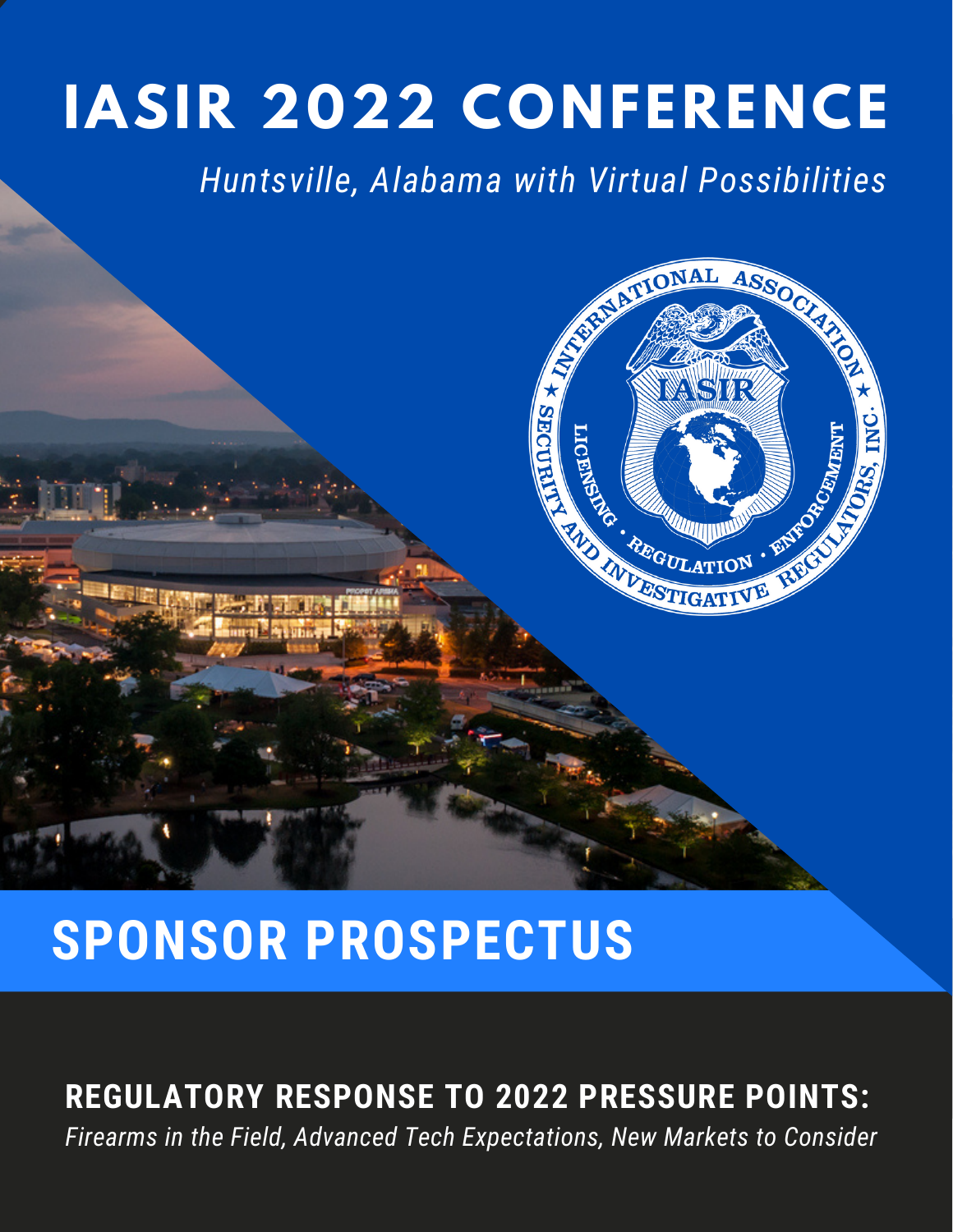# IASIR 2022 CONFERENCE

*Huntsville, Alabama with Virtual Possibilities*

## SPONSOR PROSPECTUS

**REGULATORY RESPONSE TO 2022 PRESSURE POINTS:**

*Firearms in the Field, Advanced Tech Expectations, New Markets to Consider*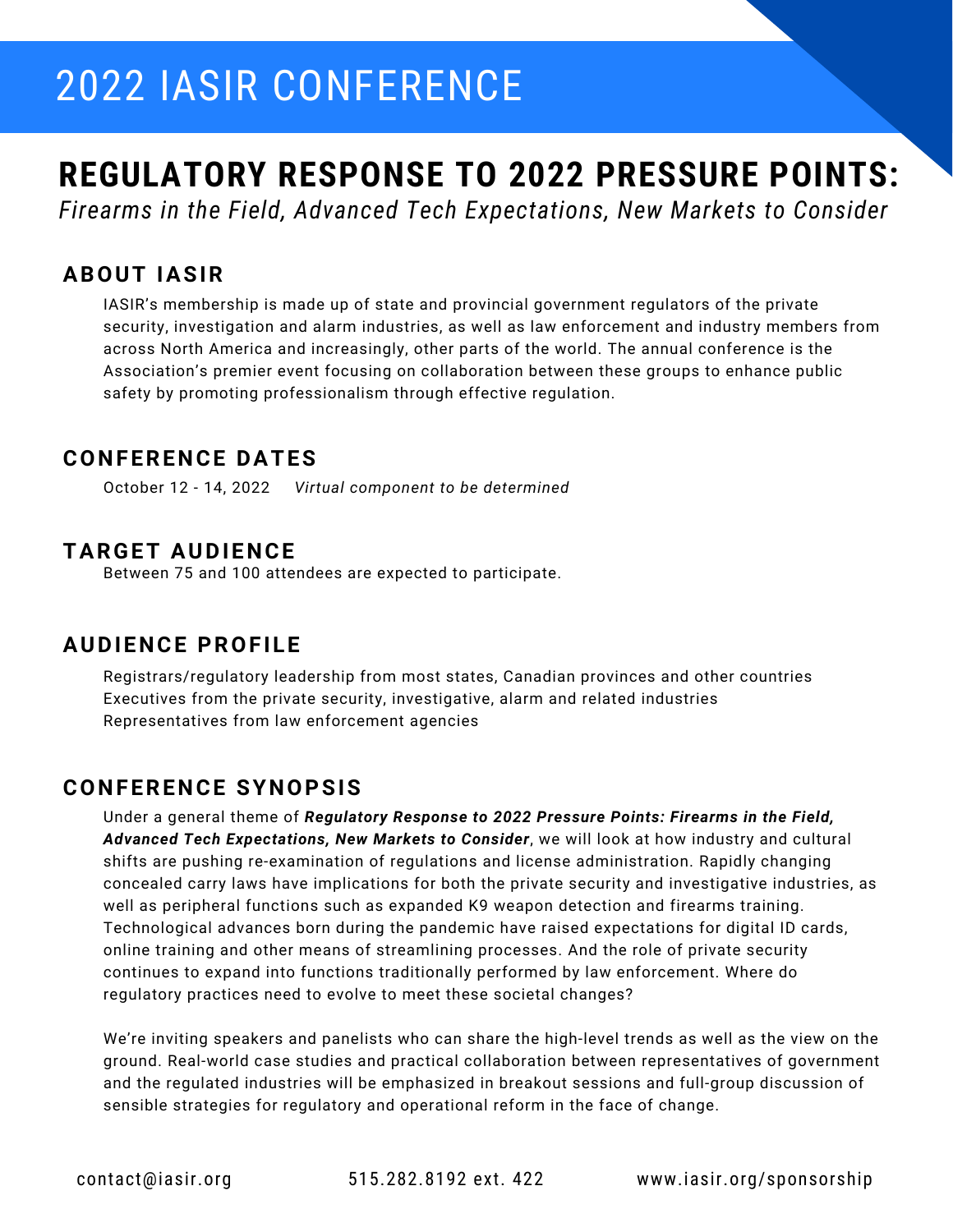# 2022 IASIR CONFERENCE

## REGULATORY RESPONSE TO 2022 PRESSURE POINTS:

*Firearms in the Field, Advanced Tech Expectations, New Markets to Consider*

### ABOUT IASIR

IASIR's membership is made up of state and provincial government regulators of the private security, investigation and alarm industries, as well as law enforcement and industry members from across North America and increasingly, other parts of the world. The annual conference is the Association's premier event focusing on collaboration between these groups to enhance public safety by promoting professionalism through effective regulation.

### CONFERENCE DATES

October 12 - 14, 2022 *Virtual component to be determined*

### TARGET AUDIENCE

Between 75 and 100 attendees are expected to participate.

### AUDIENCE PROFILE

Registrars/regulatory leadership from most states, Canadian provinces and other countries
Executives from the private security, investigative, alarm and related industries
Representatives from law enforcement agencies

### CONFERENCE SYNOPSIS

Under a general theme of ***Regulatory Response to 2022 Pressure Points: Firearms in the Field, Advanced Tech Expectations, New Markets to Consider***, we will look at how industry and cultural shifts are pushing re-examination of regulations and license administration. Rapidly changing concealed carry laws have implications for both the private security and investigative industries, as well as peripheral functions such as expanded K9 weapon detection and firearms training. Technological advances born during the pandemic have raised expectations for digital ID cards, online training and other means of streamlining processes. And the role of private security continues to expand into functions traditionally performed by law enforcement. Where do regulatory practices need to evolve to meet these societal changes?

We're inviting speakers and panelists who can share the high-level trends as well as the view on the ground. Real-world case studies and practical collaboration between representatives of government and the regulated industries will be emphasized in breakout sessions and full-group discussion of sensible strategies for regulatory and operational reform in the face of change.

contact@iasir.org 515.282.8192 ext. 422 www.iasir.org/sponsorship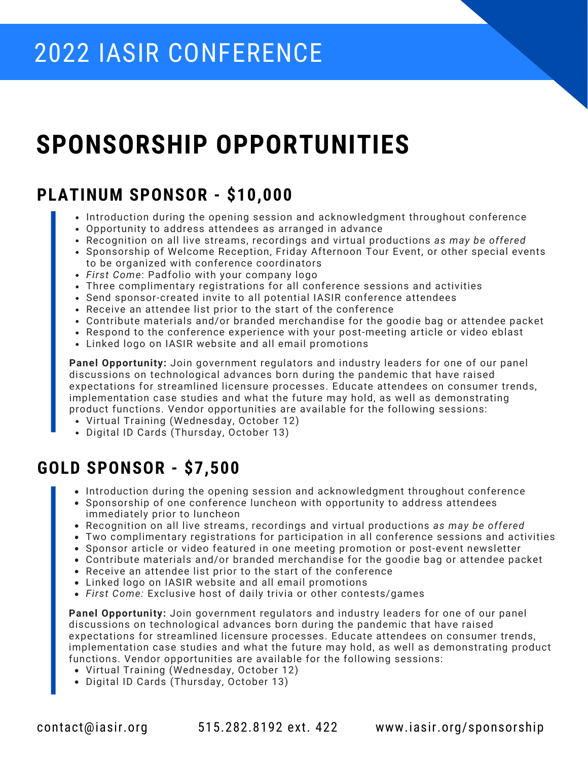# 2022 IASIR CONFERENCE

## SPONSORSHIP OPPORTUNITIES

### PLATINUM SPONSOR - $10,000

- Introduction during the opening session and acknowledgment throughout conference
- Opportunity to address attendees as arranged in advance
- Recognition on all live streams, recordings and virtual productions *as may be offered*
- Sponsorship of Welcome Reception, Friday Afternoon Tour Event, or other special events to be organized with conference coordinators
- *First Come*: Padfolio with your company logo
- Three complimentary registrations for all conference sessions and activities
- Send sponsor-created invite to all potential IASIR conference attendees
- Receive an attendee list prior to the start of the conference
- Contribute materials and/or branded merchandise for the goodie bag or attendee packet
- Respond to the conference experience with your post-meeting article or video eblast
- Linked logo on IASIR website and all email promotions

**Panel Opportunity:** Join government regulators and industry leaders for one of our panel discussions on technological advances born during the pandemic that have raised expectations for streamlined licensure processes. Educate attendees on consumer trends, implementation case studies and what the future may hold, as well as demonstrating product functions. Vendor opportunities are available for the following sessions:

- Virtual Training (Wednesday, October 12)
- Digital ID Cards (Thursday, October 13)

### GOLD SPONSOR - $7,500

- Introduction during the opening session and acknowledgment throughout conference
- Sponsorship of one conference luncheon with opportunity to address attendees immediately prior to luncheon
- Recognition on all live streams, recordings and virtual productions *as may be offered*
- Two complimentary registrations for participation in all conference sessions and activities
- Sponsor article or video featured in one meeting promotion or post-event newsletter
- Contribute materials and/or branded merchandise for the goodie bag or attendee packet
- Receive an attendee list prior to the start of the conference
- Linked logo on IASIR website and all email promotions
- *First Come:* Exclusive host of daily trivia or other contests/games

**Panel Opportunity:** Join government regulators and industry leaders for one of our panel discussions on technological advances born during the pandemic that have raised expectations for streamlined licensure processes. Educate attendees on consumer trends, implementation case studies and what the future may hold, as well as demonstrating product functions. Vendor opportunities are available for the following sessions:

- Virtual Training (Wednesday, October 12)
- Digital ID Cards (Thursday, October 13)

contact@iasir.org 515.282.8192 ext. 422 www.iasir.org/sponsorship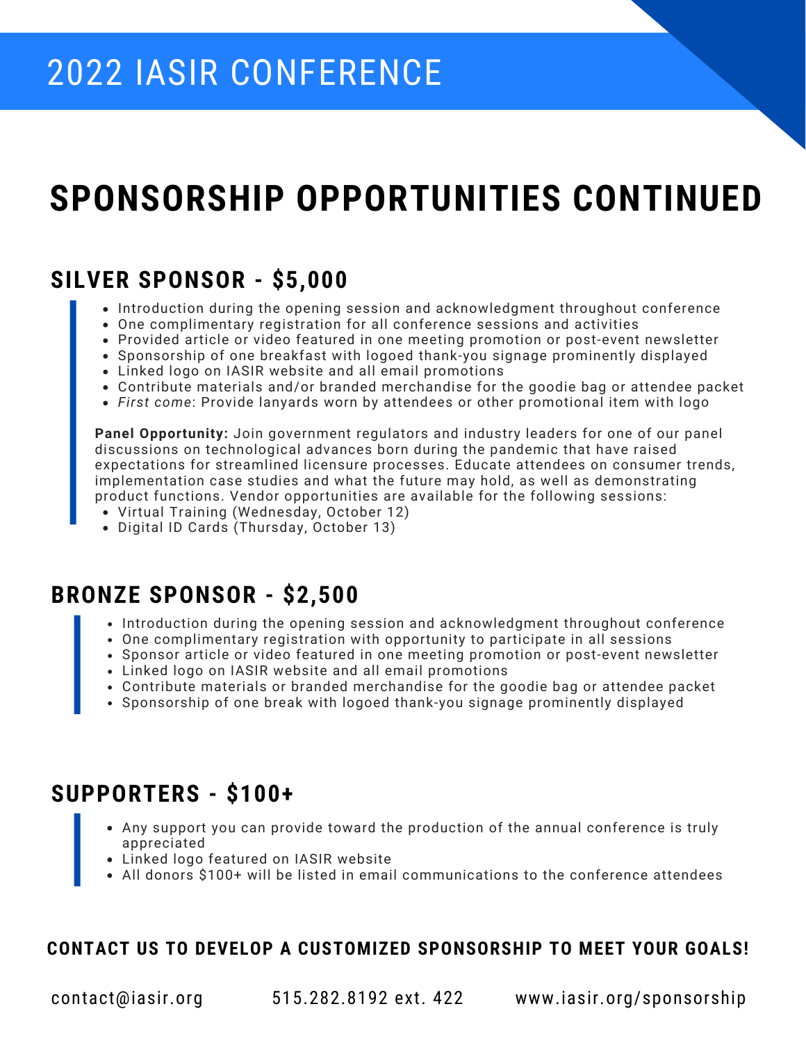# 2022 IASIR CONFERENCE

# SPONSORSHIP OPPORTUNITIES CONTINUED

## SILVER SPONSOR - $5,000

- Introduction during the opening session and acknowledgment throughout conference
- One complimentary registration for all conference sessions and activities
- Provided article or video featured in one meeting promotion or post-event newsletter
- Sponsorship of one breakfast with logoed thank-you signage prominently displayed
- Linked logo on IASIR website and all email promotions
- Contribute materials and/or branded merchandise for the goodie bag or attendee packet
- *First come*: Provide lanyards worn by attendees or other promotional item with logo

**Panel Opportunity:** Join government regulators and industry leaders for one of our panel discussions on technological advances born during the pandemic that have raised expectations for streamlined licensure processes. Educate attendees on consumer trends, implementation case studies and what the future may hold, as well as demonstrating product functions. Vendor opportunities are available for the following sessions:

- Virtual Training (Wednesday, October 12)
- Digital ID Cards (Thursday, October 13)

## BRONZE SPONSOR - $2,500

- Introduction during the opening session and acknowledgment throughout conference
- One complimentary registration with opportunity to participate in all sessions
- Sponsor article or video featured in one meeting promotion or post-event newsletter
- Linked logo on IASIR website and all email promotions
- Contribute materials or branded merchandise for the goodie bag or attendee packet
- Sponsorship of one break with logoed thank-you signage prominently displayed

## SUPPORTERS - $100+

- Any support you can provide toward the production of the annual conference is truly appreciated
- Linked logo featured on IASIR website
- All donors $100+ will be listed in email communications to the conference attendees

**CONTACT US TO DEVELOP A CUSTOMIZED SPONSORSHIP TO MEET YOUR GOALS!**

contact@iasir.org    515.282.8192 ext. 422    www.iasir.org/sponsorship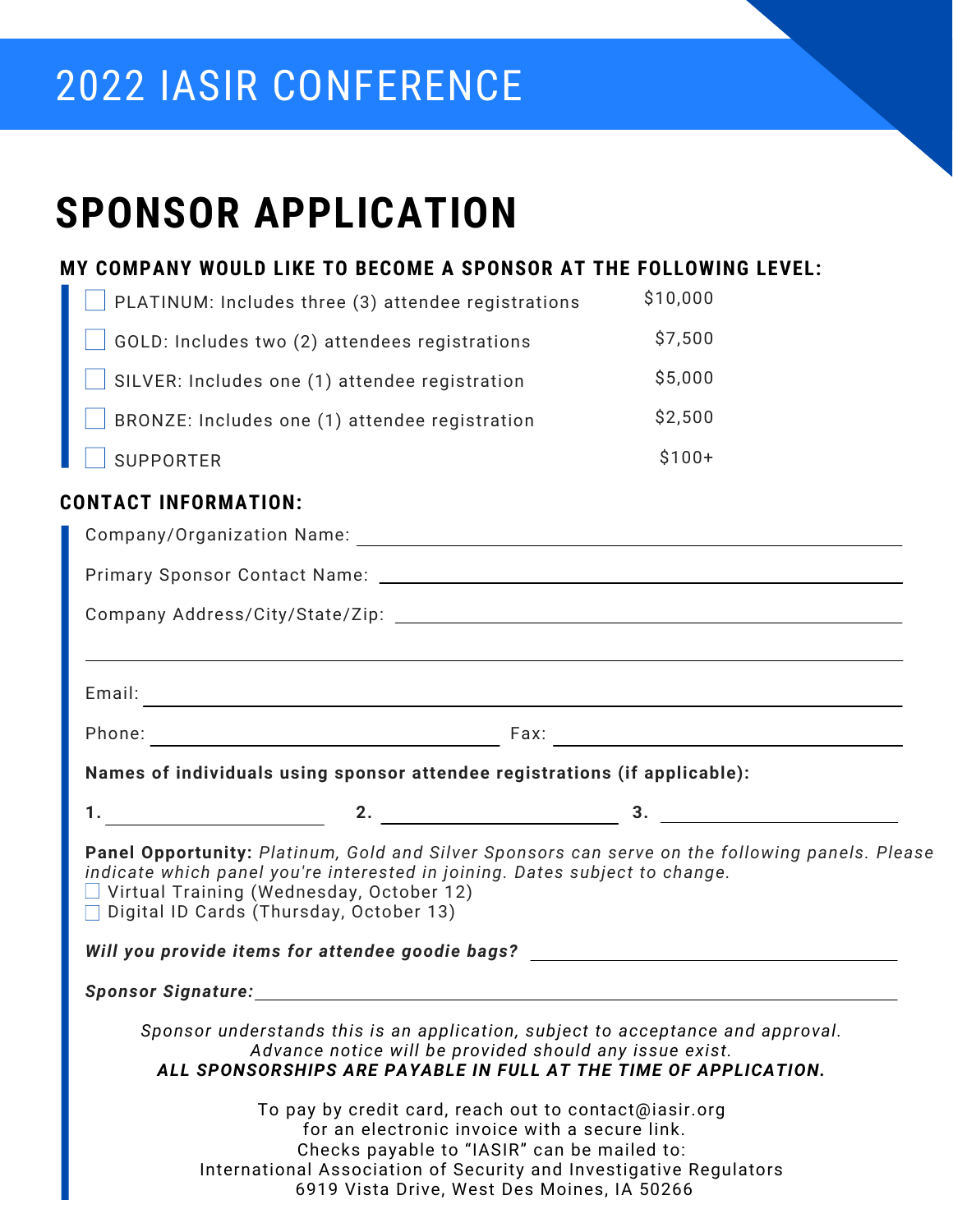# 2022 IASIR CONFERENCE

## SPONSOR APPLICATION

### MY COMPANY WOULD LIKE TO BECOME A SPONSOR AT THE FOLLOWING LEVEL:

| | |
|---|---|
| ☐ PLATINUM: Includes three (3) attendee registrations | $10,000 |
| ☐ GOLD: Includes two (2) attendees registrations | $7,500 |
| ☐ SILVER: Includes one (1) attendee registration | $5,000 |
| ☐ BRONZE: Includes one (1) attendee registration | $2,500 |
| ☐ SUPPORTER | $100+ |

### CONTACT INFORMATION:

Company/Organization Name: ______________________________

Primary Sponsor Contact Name: ______________________________

Company Address/City/State/Zip: ______________________________

______________________________

Email: ______________________________

Phone: ____________________ Fax: ____________________

**Names of individuals using sponsor attendee registrations (if applicable):**

**1.** ____________ **2.** ____________ **3.** ____________

**Panel Opportunity:** *Platinum, Gold and Silver Sponsors can serve on the following panels. Please indicate which panel you're interested in joining. Dates subject to change.*

☐ Virtual Training (Wednesday, October 12)
☐ Digital ID Cards (Thursday, October 13)

***Will you provide items for attendee goodie bags?*** ______________________________

***Sponsor Signature:*** ______________________________

*Sponsor understands this is an application, subject to acceptance and approval.*
*Advance notice will be provided should any issue exist.*
***ALL SPONSORSHIPS ARE PAYABLE IN FULL AT THE TIME OF APPLICATION.***

To pay by credit card, reach out to contact@iasir.org
for an electronic invoice with a secure link.
Checks payable to "IASIR" can be mailed to:
International Association of Security and Investigative Regulators
6919 Vista Drive, West Des Moines, IA 50266